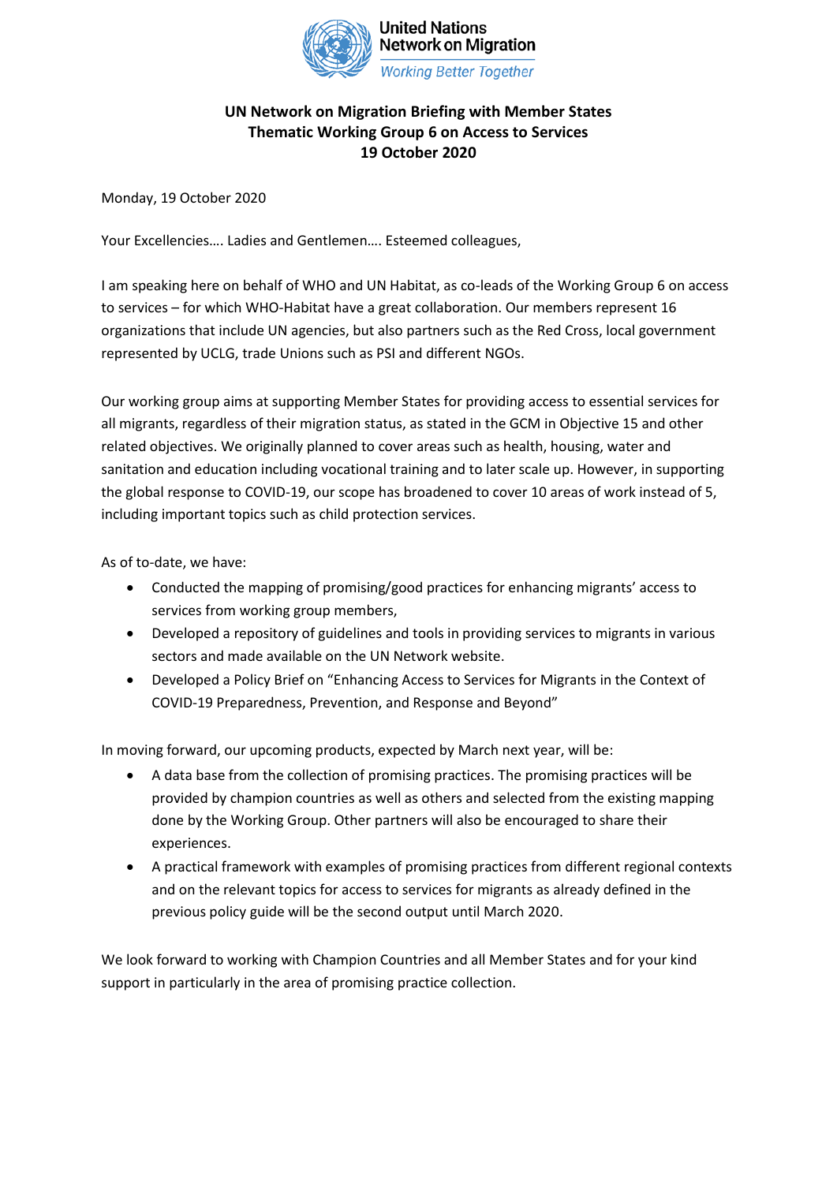United Nations Network on Migration
*Working Better Together*

**UN Network on Migration Briefing with Member States**
**Thematic Working Group 6 on Access to Services**
**19 October 2020**

Monday, 19 October 2020

Your Excellencies…. Ladies and Gentlemen…. Esteemed colleagues,

I am speaking here on behalf of WHO and UN Habitat, as co-leads of the Working Group 6 on access to services – for which WHO-Habitat have a great collaboration. Our members represent 16 organizations that include UN agencies, but also partners such as the Red Cross, local government represented by UCLG, trade Unions such as PSI and different NGOs.

Our working group aims at supporting Member States for providing access to essential services for all migrants, regardless of their migration status, as stated in the GCM in Objective 15 and other related objectives. We originally planned to cover areas such as health, housing, water and sanitation and education including vocational training and to later scale up. However, in supporting the global response to COVID-19, our scope has broadened to cover 10 areas of work instead of 5, including important topics such as child protection services.

As of to-date, we have:

- Conducted the mapping of promising/good practices for enhancing migrants' access to services from working group members,
- Developed a repository of guidelines and tools in providing services to migrants in various sectors and made available on the UN Network website.
- Developed a Policy Brief on "Enhancing Access to Services for Migrants in the Context of COVID-19 Preparedness, Prevention, and Response and Beyond"

In moving forward, our upcoming products, expected by March next year, will be:

- A data base from the collection of promising practices. The promising practices will be provided by champion countries as well as others and selected from the existing mapping done by the Working Group. Other partners will also be encouraged to share their experiences.
- A practical framework with examples of promising practices from different regional contexts and on the relevant topics for access to services for migrants as already defined in the previous policy guide will be the second output until March 2020.

We look forward to working with Champion Countries and all Member States and for your kind support in particularly in the area of promising practice collection.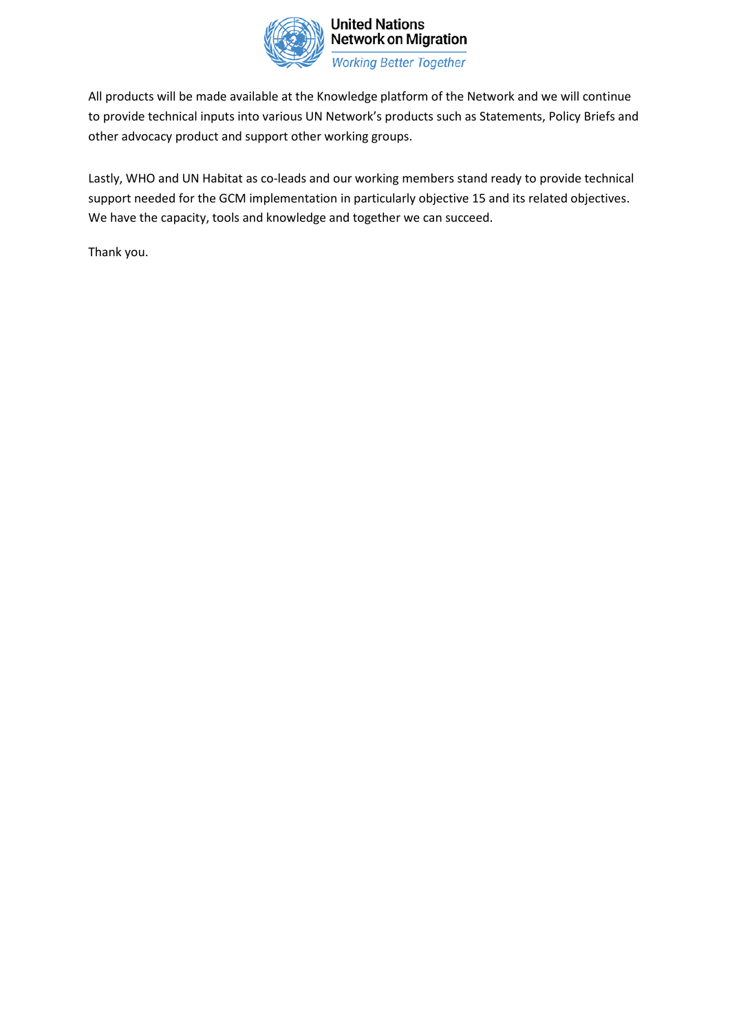All products will be made available at the Knowledge platform of the Network and we will continue to provide technical inputs into various UN Network's products such as Statements, Policy Briefs and other advocacy product and support other working groups.

Lastly, WHO and UN Habitat as co-leads and our working members stand ready to provide technical support needed for the GCM implementation in particularly objective 15 and its related objectives. We have the capacity, tools and knowledge and together we can succeed.

Thank you.